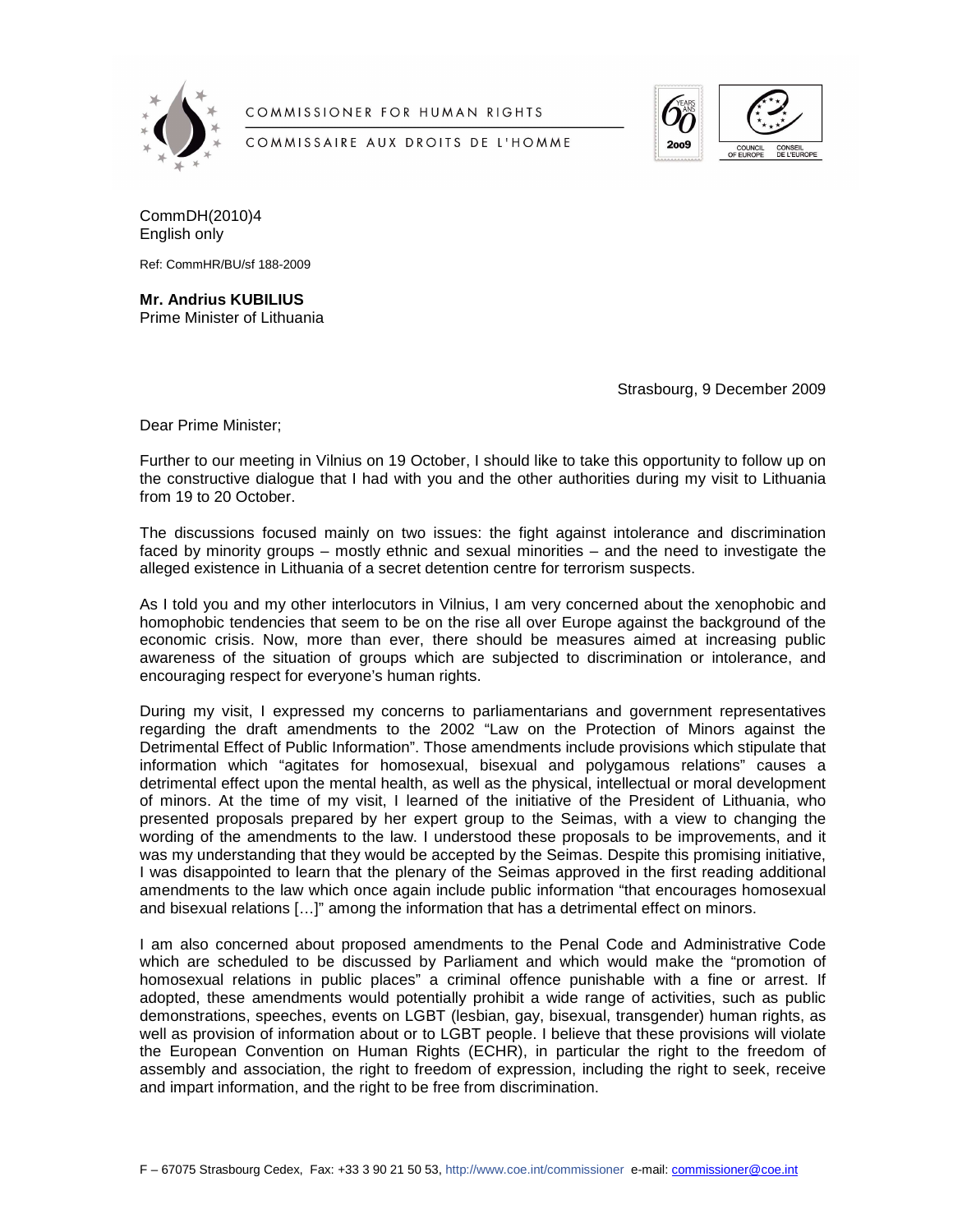COMMISSIONER FOR HUMAN RIGHTS

COMMISSAIRE AUX DROITS DE L'HOMME

CommDH(2010)4
English only

Ref: CommHR/BU/sf 188-2009

**Mr. Andrius KUBILIUS**
Prime Minister of Lithuania

Strasbourg, 9 December 2009

Dear Prime Minister;

Further to our meeting in Vilnius on 19 October, I should like to take this opportunity to follow up on the constructive dialogue that I had with you and the other authorities during my visit to Lithuania from 19 to 20 October.

The discussions focused mainly on two issues: the fight against intolerance and discrimination faced by minority groups – mostly ethnic and sexual minorities – and the need to investigate the alleged existence in Lithuania of a secret detention centre for terrorism suspects.

As I told you and my other interlocutors in Vilnius, I am very concerned about the xenophobic and homophobic tendencies that seem to be on the rise all over Europe against the background of the economic crisis. Now, more than ever, there should be measures aimed at increasing public awareness of the situation of groups which are subjected to discrimination or intolerance, and encouraging respect for everyone's human rights.

During my visit, I expressed my concerns to parliamentarians and government representatives regarding the draft amendments to the 2002 "Law on the Protection of Minors against the Detrimental Effect of Public Information". Those amendments include provisions which stipulate that information which "agitates for homosexual, bisexual and polygamous relations" causes a detrimental effect upon the mental health, as well as the physical, intellectual or moral development of minors. At the time of my visit, I learned of the initiative of the President of Lithuania, who presented proposals prepared by her expert group to the Seimas, with a view to changing the wording of the amendments to the law. I understood these proposals to be improvements, and it was my understanding that they would be accepted by the Seimas. Despite this promising initiative, I was disappointed to learn that the plenary of the Seimas approved in the first reading additional amendments to the law which once again include public information "that encourages homosexual and bisexual relations […]" among the information that has a detrimental effect on minors.

I am also concerned about proposed amendments to the Penal Code and Administrative Code which are scheduled to be discussed by Parliament and which would make the "promotion of homosexual relations in public places" a criminal offence punishable with a fine or arrest. If adopted, these amendments would potentially prohibit a wide range of activities, such as public demonstrations, speeches, events on LGBT (lesbian, gay, bisexual, transgender) human rights, as well as provision of information about or to LGBT people. I believe that these provisions will violate the European Convention on Human Rights (ECHR), in particular the right to the freedom of assembly and association, the right to freedom of expression, including the right to seek, receive and impart information, and the right to be free from discrimination.

F – 67075 Strasbourg Cedex, Fax: +33 3 90 21 50 53, http://www.coe.int/commissioner e-mail: commissioner@coe.int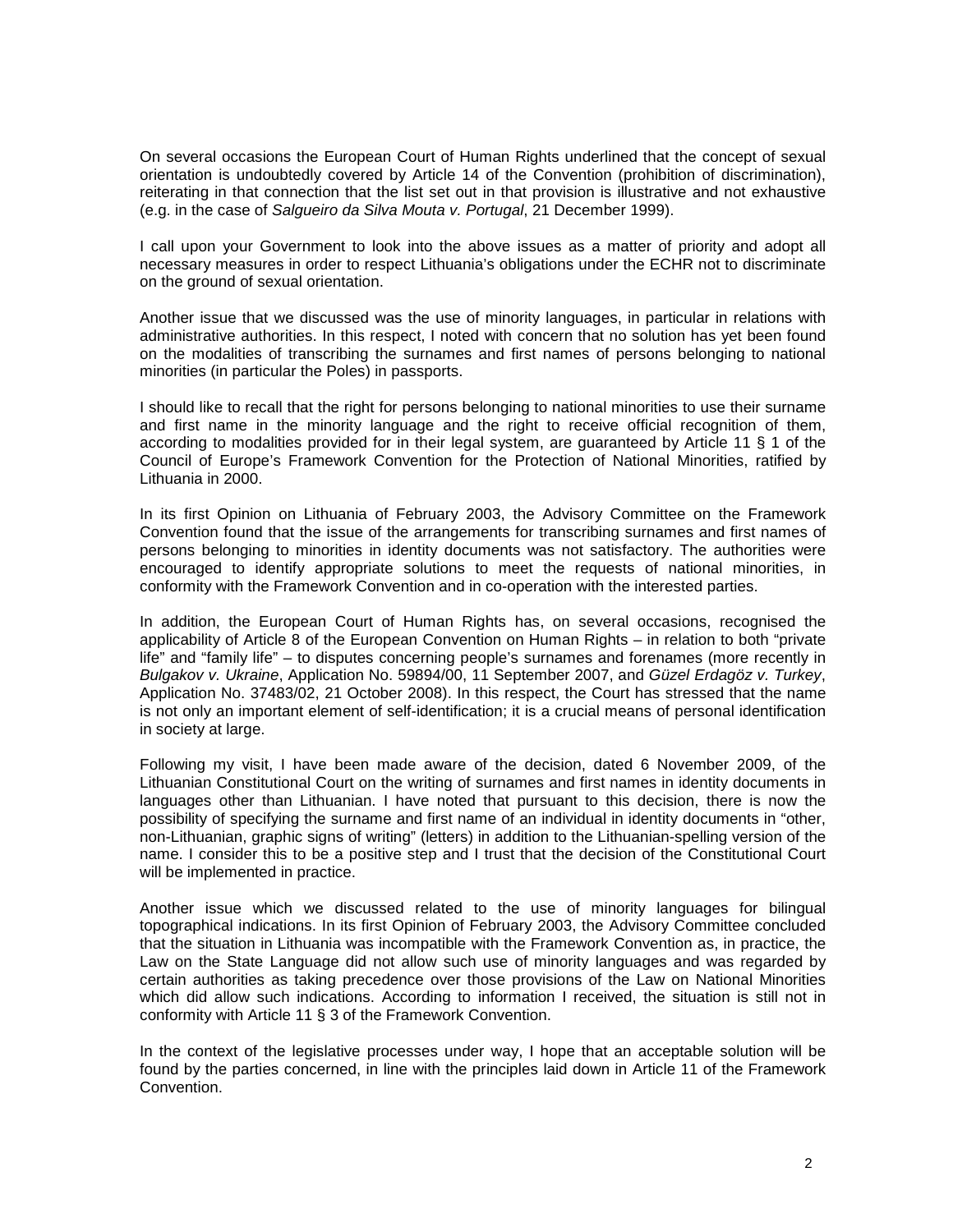On several occasions the European Court of Human Rights underlined that the concept of sexual orientation is undoubtedly covered by Article 14 of the Convention (prohibition of discrimination), reiterating in that connection that the list set out in that provision is illustrative and not exhaustive (e.g. in the case of *Salgueiro da Silva Mouta v. Portugal*, 21 December 1999).

I call upon your Government to look into the above issues as a matter of priority and adopt all necessary measures in order to respect Lithuania's obligations under the ECHR not to discriminate on the ground of sexual orientation.

Another issue that we discussed was the use of minority languages, in particular in relations with administrative authorities. In this respect, I noted with concern that no solution has yet been found on the modalities of transcribing the surnames and first names of persons belonging to national minorities (in particular the Poles) in passports.

I should like to recall that the right for persons belonging to national minorities to use their surname and first name in the minority language and the right to receive official recognition of them, according to modalities provided for in their legal system, are guaranteed by Article 11 § 1 of the Council of Europe's Framework Convention for the Protection of National Minorities, ratified by Lithuania in 2000.

In its first Opinion on Lithuania of February 2003, the Advisory Committee on the Framework Convention found that the issue of the arrangements for transcribing surnames and first names of persons belonging to minorities in identity documents was not satisfactory. The authorities were encouraged to identify appropriate solutions to meet the requests of national minorities, in conformity with the Framework Convention and in co-operation with the interested parties.

In addition, the European Court of Human Rights has, on several occasions, recognised the applicability of Article 8 of the European Convention on Human Rights – in relation to both "private life" and "family life" – to disputes concerning people's surnames and forenames (more recently in *Bulgakov v. Ukraine*, Application No. 59894/00, 11 September 2007, and *Güzel Erdagöz v. Turkey*, Application No. 37483/02, 21 October 2008). In this respect, the Court has stressed that the name is not only an important element of self-identification; it is a crucial means of personal identification in society at large.

Following my visit, I have been made aware of the decision, dated 6 November 2009, of the Lithuanian Constitutional Court on the writing of surnames and first names in identity documents in languages other than Lithuanian. I have noted that pursuant to this decision, there is now the possibility of specifying the surname and first name of an individual in identity documents in "other, non-Lithuanian, graphic signs of writing" (letters) in addition to the Lithuanian-spelling version of the name. I consider this to be a positive step and I trust that the decision of the Constitutional Court will be implemented in practice.

Another issue which we discussed related to the use of minority languages for bilingual topographical indications. In its first Opinion of February 2003, the Advisory Committee concluded that the situation in Lithuania was incompatible with the Framework Convention as, in practice, the Law on the State Language did not allow such use of minority languages and was regarded by certain authorities as taking precedence over those provisions of the Law on National Minorities which did allow such indications. According to information I received, the situation is still not in conformity with Article 11 § 3 of the Framework Convention.

In the context of the legislative processes under way, I hope that an acceptable solution will be found by the parties concerned, in line with the principles laid down in Article 11 of the Framework Convention.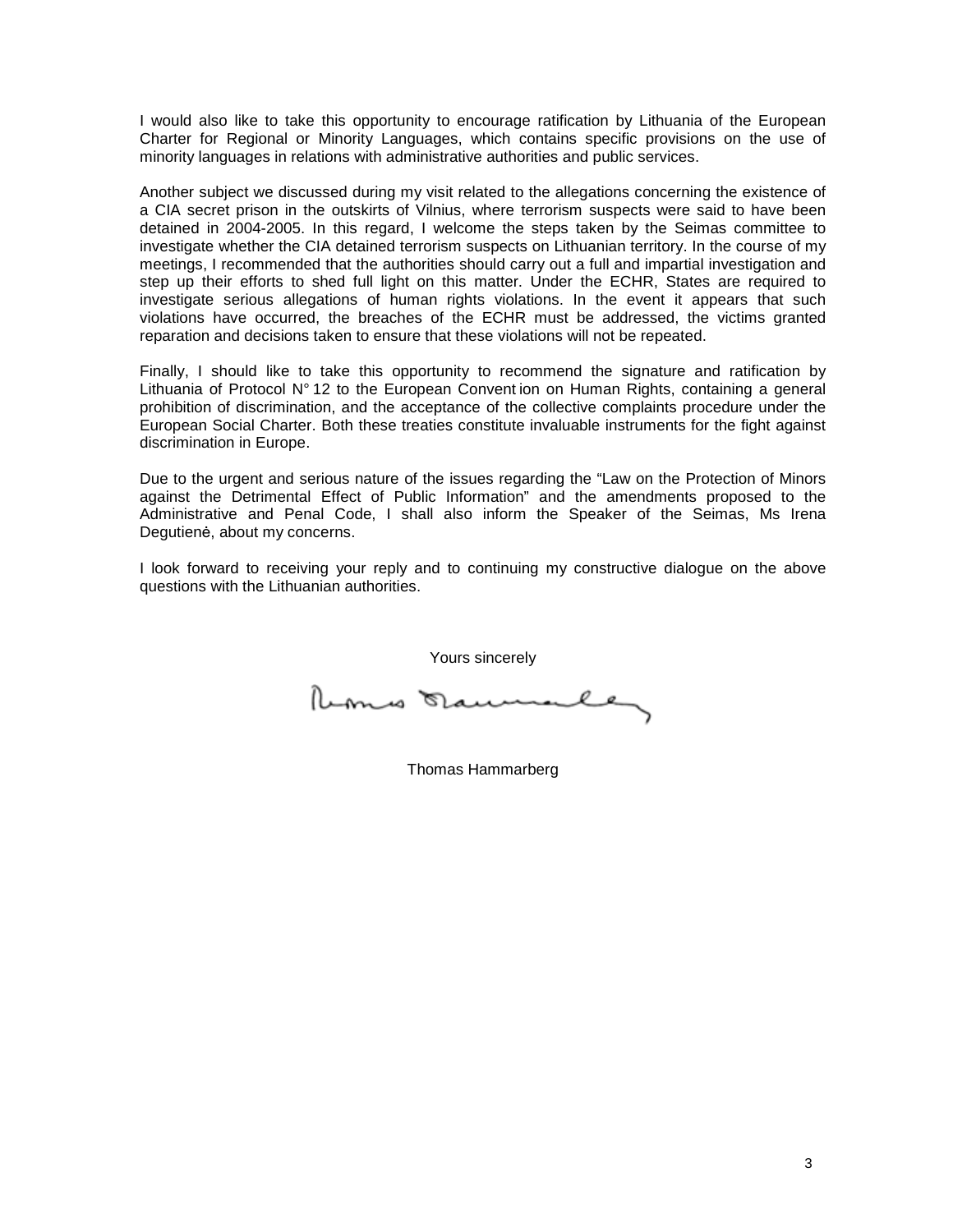I would also like to take this opportunity to encourage ratification by Lithuania of the European Charter for Regional or Minority Languages, which contains specific provisions on the use of minority languages in relations with administrative authorities and public services.

Another subject we discussed during my visit related to the allegations concerning the existence of a CIA secret prison in the outskirts of Vilnius, where terrorism suspects were said to have been detained in 2004-2005. In this regard, I welcome the steps taken by the Seimas committee to investigate whether the CIA detained terrorism suspects on Lithuanian territory. In the course of my meetings, I recommended that the authorities should carry out a full and impartial investigation and step up their efforts to shed full light on this matter. Under the ECHR, States are required to investigate serious allegations of human rights violations. In the event it appears that such violations have occurred, the breaches of the ECHR must be addressed, the victims granted reparation and decisions taken to ensure that these violations will not be repeated.

Finally, I should like to take this opportunity to recommend the signature and ratification by Lithuania of Protocol N° 12 to the European Convent ion on Human Rights, containing a general prohibition of discrimination, and the acceptance of the collective complaints procedure under the European Social Charter. Both these treaties constitute invaluable instruments for the fight against discrimination in Europe.

Due to the urgent and serious nature of the issues regarding the “Law on the Protection of Minors against the Detrimental Effect of Public Information” and the amendments proposed to the Administrative and Penal Code, I shall also inform the Speaker of the Seimas, Ms Irena Degutienė, about my concerns.

I look forward to receiving your reply and to continuing my constructive dialogue on the above questions with the Lithuanian authorities.

Yours sincerely

Thomas Hammarberg